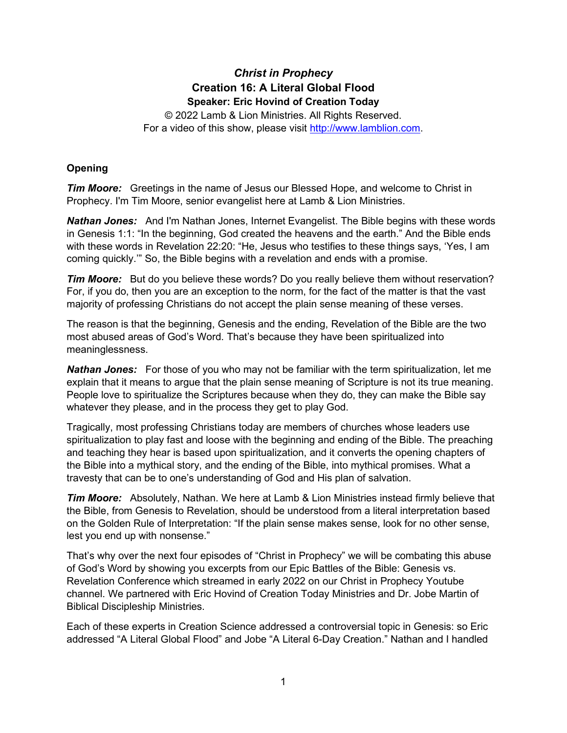# *Christ in Prophecy*

## Creation 16: A Literal Global Flood

### Speaker: Eric Hovind of Creation Today

© 2022 Lamb & Lion Ministries. All Rights Reserved.
For a video of this show, please visit http://www.lamblion.com.

**Opening**

***Tim Moore:*** Greetings in the name of Jesus our Blessed Hope, and welcome to Christ in Prophecy. I'm Tim Moore, senior evangelist here at Lamb & Lion Ministries.

***Nathan Jones:*** And I'm Nathan Jones, Internet Evangelist. The Bible begins with these words in Genesis 1:1: "In the beginning, God created the heavens and the earth." And the Bible ends with these words in Revelation 22:20: "He, Jesus who testifies to these things says, 'Yes, I am coming quickly.'" So, the Bible begins with a revelation and ends with a promise.

***Tim Moore:*** But do you believe these words? Do you really believe them without reservation? For, if you do, then you are an exception to the norm, for the fact of the matter is that the vast majority of professing Christians do not accept the plain sense meaning of these verses.

The reason is that the beginning, Genesis and the ending, Revelation of the Bible are the two most abused areas of God's Word. That's because they have been spiritualized into meaninglessness.

***Nathan Jones:*** For those of you who may not be familiar with the term spiritualization, let me explain that it means to argue that the plain sense meaning of Scripture is not its true meaning. People love to spiritualize the Scriptures because when they do, they can make the Bible say whatever they please, and in the process they get to play God.

Tragically, most professing Christians today are members of churches whose leaders use spiritualization to play fast and loose with the beginning and ending of the Bible. The preaching and teaching they hear is based upon spiritualization, and it converts the opening chapters of the Bible into a mythical story, and the ending of the Bible, into mythical promises. What a travesty that can be to one's understanding of God and His plan of salvation.

***Tim Moore:*** Absolutely, Nathan. We here at Lamb & Lion Ministries instead firmly believe that the Bible, from Genesis to Revelation, should be understood from a literal interpretation based on the Golden Rule of Interpretation: "If the plain sense makes sense, look for no other sense, lest you end up with nonsense."

That's why over the next four episodes of "Christ in Prophecy" we will be combating this abuse of God's Word by showing you excerpts from our Epic Battles of the Bible: Genesis vs. Revelation Conference which streamed in early 2022 on our Christ in Prophecy Youtube channel. We partnered with Eric Hovind of Creation Today Ministries and Dr. Jobe Martin of Biblical Discipleship Ministries.

Each of these experts in Creation Science addressed a controversial topic in Genesis: so Eric addressed "A Literal Global Flood" and Jobe "A Literal 6-Day Creation." Nathan and I handled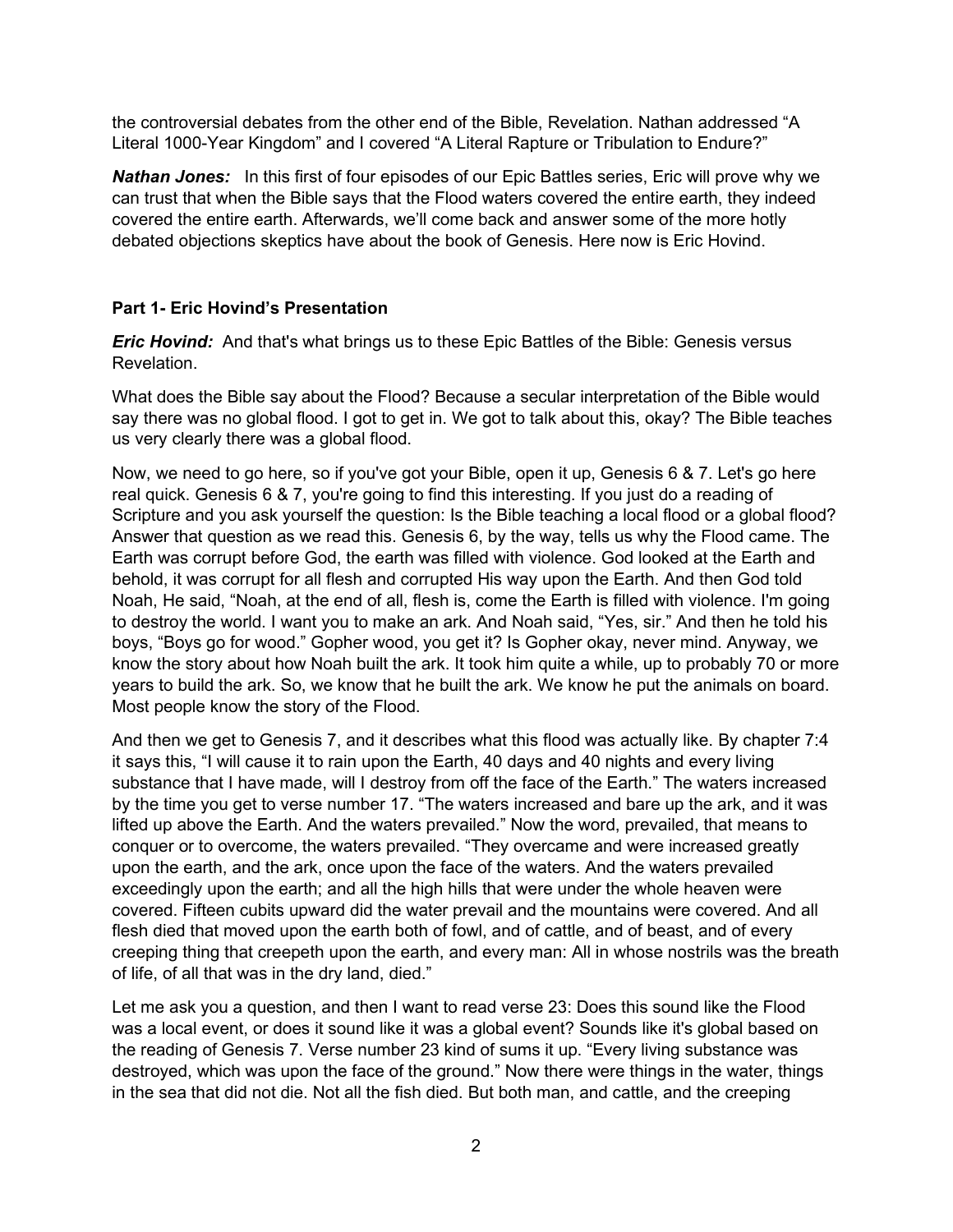the controversial debates from the other end of the Bible, Revelation. Nathan addressed "A Literal 1000-Year Kingdom" and I covered "A Literal Rapture or Tribulation to Endure?"

***Nathan Jones:*** In this first of four episodes of our Epic Battles series, Eric will prove why we can trust that when the Bible says that the Flood waters covered the entire earth, they indeed covered the entire earth. Afterwards, we'll come back and answer some of the more hotly debated objections skeptics have about the book of Genesis. Here now is Eric Hovind.

**Part 1- Eric Hovind's Presentation**

***Eric Hovind:*** And that's what brings us to these Epic Battles of the Bible: Genesis versus Revelation.

What does the Bible say about the Flood? Because a secular interpretation of the Bible would say there was no global flood. I got to get in. We got to talk about this, okay? The Bible teaches us very clearly there was a global flood.

Now, we need to go here, so if you've got your Bible, open it up, Genesis 6 & 7. Let's go here real quick. Genesis 6 & 7, you're going to find this interesting. If you just do a reading of Scripture and you ask yourself the question: Is the Bible teaching a local flood or a global flood? Answer that question as we read this. Genesis 6, by the way, tells us why the Flood came. The Earth was corrupt before God, the earth was filled with violence. God looked at the Earth and behold, it was corrupt for all flesh and corrupted His way upon the Earth. And then God told Noah, He said, "Noah, at the end of all, flesh is, come the Earth is filled with violence. I'm going to destroy the world. I want you to make an ark. And Noah said, "Yes, sir." And then he told his boys, "Boys go for wood." Gopher wood, you get it? Is Gopher okay, never mind. Anyway, we know the story about how Noah built the ark. It took him quite a while, up to probably 70 or more years to build the ark. So, we know that he built the ark. We know he put the animals on board. Most people know the story of the Flood.

And then we get to Genesis 7, and it describes what this flood was actually like. By chapter 7:4 it says this, "I will cause it to rain upon the Earth, 40 days and 40 nights and every living substance that I have made, will I destroy from off the face of the Earth." The waters increased by the time you get to verse number 17. "The waters increased and bare up the ark, and it was lifted up above the Earth. And the waters prevailed." Now the word, prevailed, that means to conquer or to overcome, the waters prevailed. "They overcame and were increased greatly upon the earth, and the ark, once upon the face of the waters. And the waters prevailed exceedingly upon the earth; and all the high hills that were under the whole heaven were covered. Fifteen cubits upward did the water prevail and the mountains were covered. And all flesh died that moved upon the earth both of fowl, and of cattle, and of beast, and of every creeping thing that creepeth upon the earth, and every man: All in whose nostrils was the breath of life, of all that was in the dry land, died."

Let me ask you a question, and then I want to read verse 23: Does this sound like the Flood was a local event, or does it sound like it was a global event? Sounds like it's global based on the reading of Genesis 7. Verse number 23 kind of sums it up. "Every living substance was destroyed, which was upon the face of the ground." Now there were things in the water, things in the sea that did not die. Not all the fish died. But both man, and cattle, and the creeping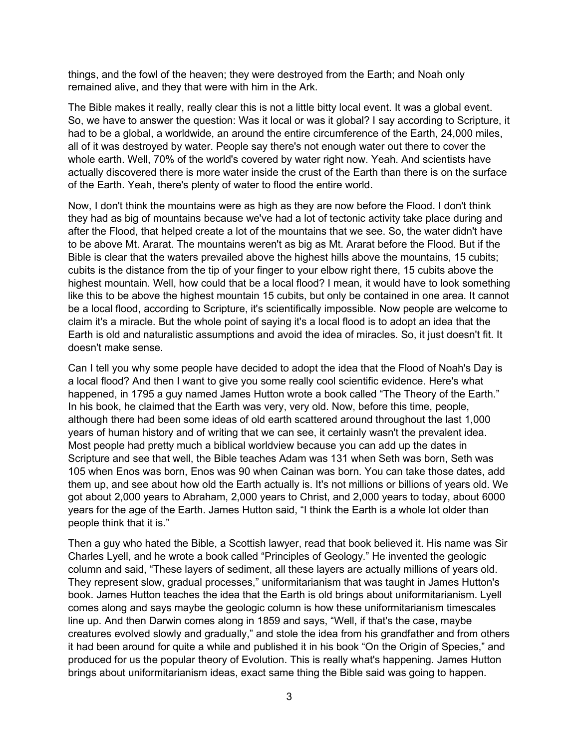things, and the fowl of the heaven; they were destroyed from the Earth; and Noah only remained alive, and they that were with him in the Ark.

The Bible makes it really, really clear this is not a little bitty local event. It was a global event. So, we have to answer the question: Was it local or was it global? I say according to Scripture, it had to be a global, a worldwide, an around the entire circumference of the Earth, 24,000 miles, all of it was destroyed by water. People say there's not enough water out there to cover the whole earth. Well, 70% of the world's covered by water right now. Yeah. And scientists have actually discovered there is more water inside the crust of the Earth than there is on the surface of the Earth. Yeah, there's plenty of water to flood the entire world.

Now, I don't think the mountains were as high as they are now before the Flood. I don't think they had as big of mountains because we've had a lot of tectonic activity take place during and after the Flood, that helped create a lot of the mountains that we see. So, the water didn't have to be above Mt. Ararat. The mountains weren't as big as Mt. Ararat before the Flood. But if the Bible is clear that the waters prevailed above the highest hills above the mountains, 15 cubits; cubits is the distance from the tip of your finger to your elbow right there, 15 cubits above the highest mountain. Well, how could that be a local flood? I mean, it would have to look something like this to be above the highest mountain 15 cubits, but only be contained in one area. It cannot be a local flood, according to Scripture, it's scientifically impossible. Now people are welcome to claim it's a miracle. But the whole point of saying it's a local flood is to adopt an idea that the Earth is old and naturalistic assumptions and avoid the idea of miracles. So, it just doesn't fit. It doesn't make sense.

Can I tell you why some people have decided to adopt the idea that the Flood of Noah's Day is a local flood? And then I want to give you some really cool scientific evidence. Here's what happened, in 1795 a guy named James Hutton wrote a book called "The Theory of the Earth." In his book, he claimed that the Earth was very, very old. Now, before this time, people, although there had been some ideas of old earth scattered around throughout the last 1,000 years of human history and of writing that we can see, it certainly wasn't the prevalent idea. Most people had pretty much a biblical worldview because you can add up the dates in Scripture and see that well, the Bible teaches Adam was 131 when Seth was born, Seth was 105 when Enos was born, Enos was 90 when Cainan was born. You can take those dates, add them up, and see about how old the Earth actually is. It's not millions or billions of years old. We got about 2,000 years to Abraham, 2,000 years to Christ, and 2,000 years to today, about 6000 years for the age of the Earth. James Hutton said, "I think the Earth is a whole lot older than people think that it is."

Then a guy who hated the Bible, a Scottish lawyer, read that book believed it. His name was Sir Charles Lyell, and he wrote a book called "Principles of Geology." He invented the geologic column and said, "These layers of sediment, all these layers are actually millions of years old. They represent slow, gradual processes," uniformitarianism that was taught in James Hutton's book. James Hutton teaches the idea that the Earth is old brings about uniformitarianism. Lyell comes along and says maybe the geologic column is how these uniformitarianism timescales line up. And then Darwin comes along in 1859 and says, "Well, if that's the case, maybe creatures evolved slowly and gradually," and stole the idea from his grandfather and from others it had been around for quite a while and published it in his book "On the Origin of Species," and produced for us the popular theory of Evolution. This is really what's happening. James Hutton brings about uniformitarianism ideas, exact same thing the Bible said was going to happen.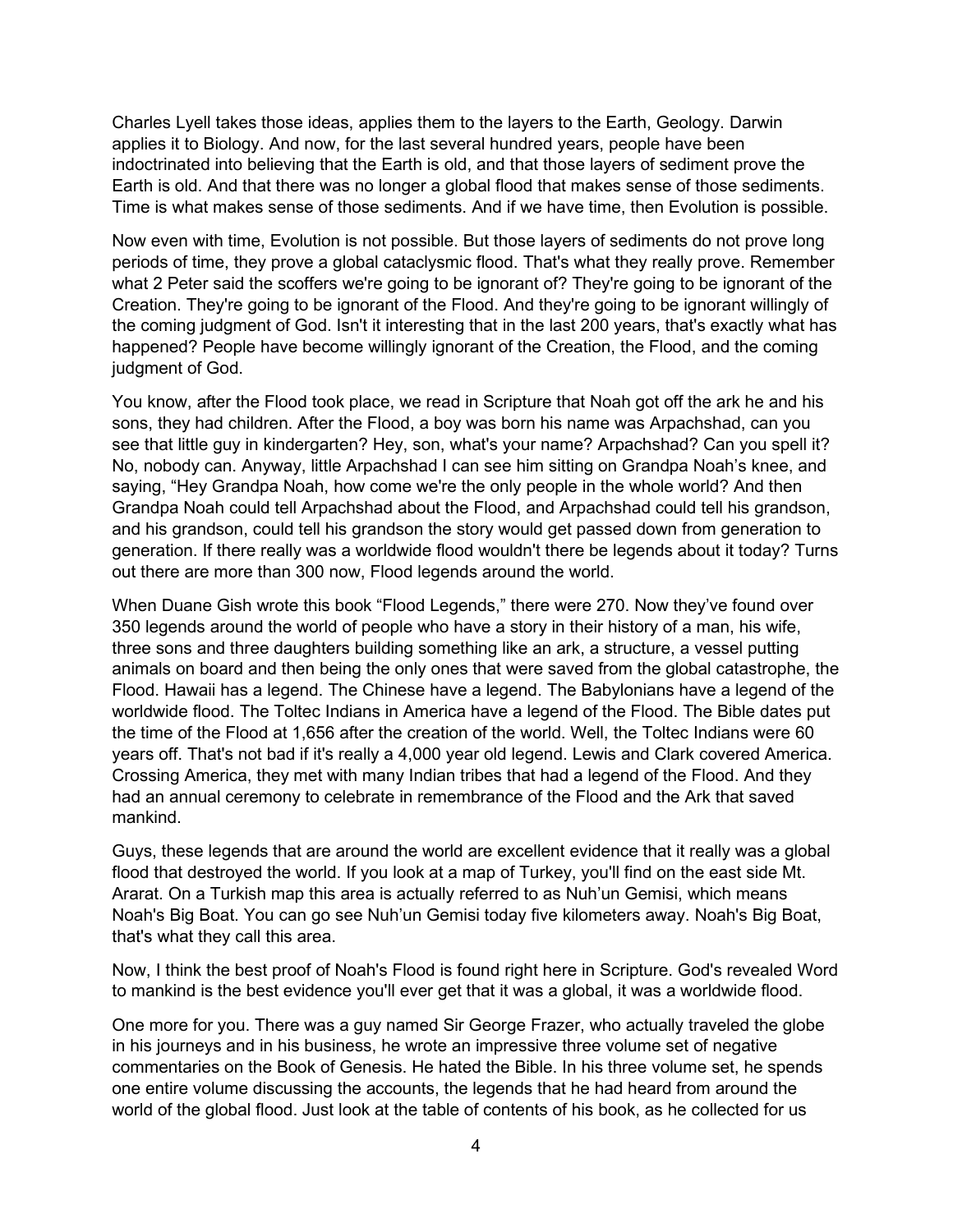Charles Lyell takes those ideas, applies them to the layers to the Earth, Geology. Darwin applies it to Biology. And now, for the last several hundred years, people have been indoctrinated into believing that the Earth is old, and that those layers of sediment prove the Earth is old. And that there was no longer a global flood that makes sense of those sediments. Time is what makes sense of those sediments. And if we have time, then Evolution is possible.

Now even with time, Evolution is not possible. But those layers of sediments do not prove long periods of time, they prove a global cataclysmic flood. That's what they really prove. Remember what 2 Peter said the scoffers we're going to be ignorant of? They're going to be ignorant of the Creation. They're going to be ignorant of the Flood. And they're going to be ignorant willingly of the coming judgment of God. Isn't it interesting that in the last 200 years, that's exactly what has happened? People have become willingly ignorant of the Creation, the Flood, and the coming judgment of God.

You know, after the Flood took place, we read in Scripture that Noah got off the ark he and his sons, they had children. After the Flood, a boy was born his name was Arpachshad, can you see that little guy in kindergarten? Hey, son, what's your name? Arpachshad? Can you spell it? No, nobody can. Anyway, little Arpachshad I can see him sitting on Grandpa Noah's knee, and saying, "Hey Grandpa Noah, how come we're the only people in the whole world? And then Grandpa Noah could tell Arpachshad about the Flood, and Arpachshad could tell his grandson, and his grandson, could tell his grandson the story would get passed down from generation to generation. If there really was a worldwide flood wouldn't there be legends about it today? Turns out there are more than 300 now, Flood legends around the world.

When Duane Gish wrote this book "Flood Legends," there were 270. Now they've found over 350 legends around the world of people who have a story in their history of a man, his wife, three sons and three daughters building something like an ark, a structure, a vessel putting animals on board and then being the only ones that were saved from the global catastrophe, the Flood. Hawaii has a legend. The Chinese have a legend. The Babylonians have a legend of the worldwide flood. The Toltec Indians in America have a legend of the Flood. The Bible dates put the time of the Flood at 1,656 after the creation of the world. Well, the Toltec Indians were 60 years off. That's not bad if it's really a 4,000 year old legend. Lewis and Clark covered America. Crossing America, they met with many Indian tribes that had a legend of the Flood. And they had an annual ceremony to celebrate in remembrance of the Flood and the Ark that saved mankind.

Guys, these legends that are around the world are excellent evidence that it really was a global flood that destroyed the world. If you look at a map of Turkey, you'll find on the east side Mt. Ararat. On a Turkish map this area is actually referred to as Nuh'un Gemisi, which means Noah's Big Boat. You can go see Nuh'un Gemisi today five kilometers away. Noah's Big Boat, that's what they call this area.

Now, I think the best proof of Noah's Flood is found right here in Scripture. God's revealed Word to mankind is the best evidence you'll ever get that it was a global, it was a worldwide flood.

One more for you. There was a guy named Sir George Frazer, who actually traveled the globe in his journeys and in his business, he wrote an impressive three volume set of negative commentaries on the Book of Genesis. He hated the Bible. In his three volume set, he spends one entire volume discussing the accounts, the legends that he had heard from around the world of the global flood. Just look at the table of contents of his book, as he collected for us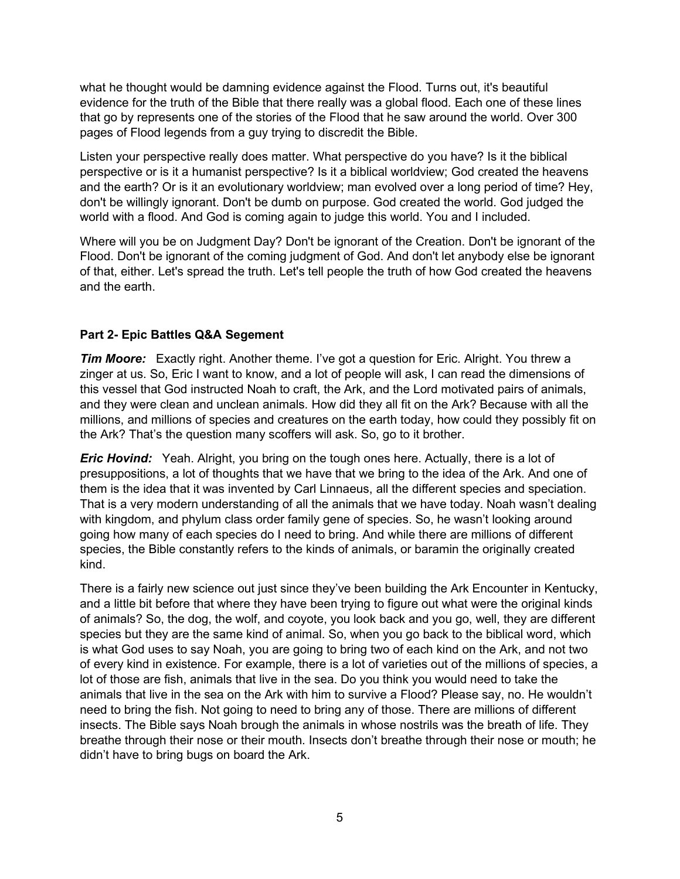what he thought would be damning evidence against the Flood. Turns out, it's beautiful evidence for the truth of the Bible that there really was a global flood. Each one of these lines that go by represents one of the stories of the Flood that he saw around the world. Over 300 pages of Flood legends from a guy trying to discredit the Bible.

Listen your perspective really does matter. What perspective do you have? Is it the biblical perspective or is it a humanist perspective? Is it a biblical worldview; God created the heavens and the earth? Or is it an evolutionary worldview; man evolved over a long period of time? Hey, don't be willingly ignorant. Don't be dumb on purpose. God created the world. God judged the world with a flood. And God is coming again to judge this world. You and I included.

Where will you be on Judgment Day? Don't be ignorant of the Creation. Don't be ignorant of the Flood. Don't be ignorant of the coming judgment of God. And don't let anybody else be ignorant of that, either. Let's spread the truth. Let's tell people the truth of how God created the heavens and the earth.

### Part 2- Epic Battles Q&A Segement

***Tim Moore:*** Exactly right. Another theme. I've got a question for Eric. Alright. You threw a zinger at us. So, Eric I want to know, and a lot of people will ask, I can read the dimensions of this vessel that God instructed Noah to craft, the Ark, and the Lord motivated pairs of animals, and they were clean and unclean animals. How did they all fit on the Ark? Because with all the millions, and millions of species and creatures on the earth today, how could they possibly fit on the Ark? That's the question many scoffers will ask. So, go to it brother.

***Eric Hovind:*** Yeah. Alright, you bring on the tough ones here. Actually, there is a lot of presuppositions, a lot of thoughts that we have that we bring to the idea of the Ark. And one of them is the idea that it was invented by Carl Linnaeus, all the different species and speciation. That is a very modern understanding of all the animals that we have today. Noah wasn't dealing with kingdom, and phylum class order family gene of species. So, he wasn't looking around going how many of each species do I need to bring. And while there are millions of different species, the Bible constantly refers to the kinds of animals, or baramin the originally created kind.

There is a fairly new science out just since they've been building the Ark Encounter in Kentucky, and a little bit before that where they have been trying to figure out what were the original kinds of animals? So, the dog, the wolf, and coyote, you look back and you go, well, they are different species but they are the same kind of animal. So, when you go back to the biblical word, which is what God uses to say Noah, you are going to bring two of each kind on the Ark, and not two of every kind in existence. For example, there is a lot of varieties out of the millions of species, a lot of those are fish, animals that live in the sea. Do you think you would need to take the animals that live in the sea on the Ark with him to survive a Flood? Please say, no. He wouldn't need to bring the fish. Not going to need to bring any of those. There are millions of different insects. The Bible says Noah brough the animals in whose nostrils was the breath of life. They breathe through their nose or their mouth. Insects don't breathe through their nose or mouth; he didn't have to bring bugs on board the Ark.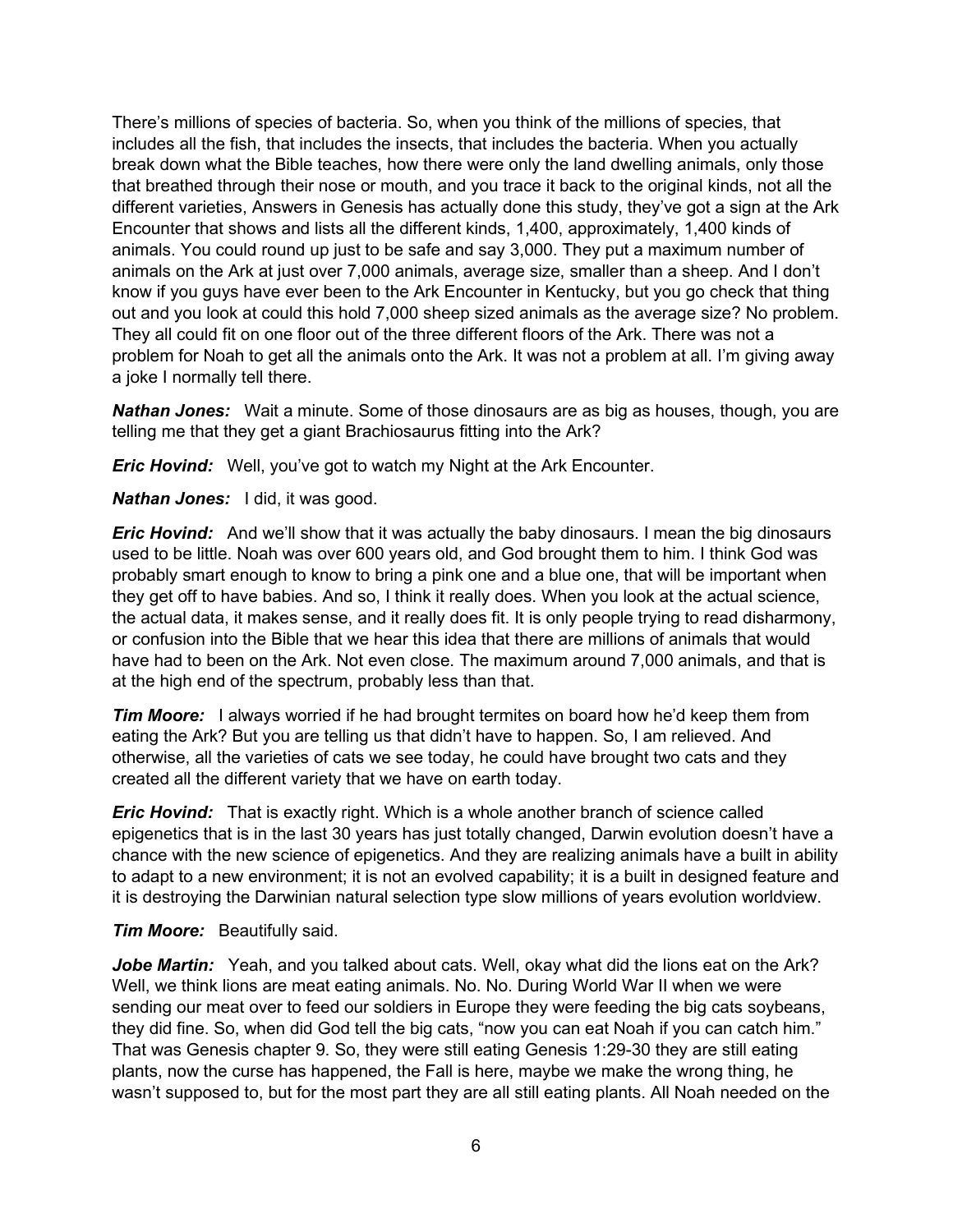There's millions of species of bacteria. So, when you think of the millions of species, that includes all the fish, that includes the insects, that includes the bacteria. When you actually break down what the Bible teaches, how there were only the land dwelling animals, only those that breathed through their nose or mouth, and you trace it back to the original kinds, not all the different varieties, Answers in Genesis has actually done this study, they've got a sign at the Ark Encounter that shows and lists all the different kinds, 1,400, approximately, 1,400 kinds of animals. You could round up just to be safe and say 3,000. They put a maximum number of animals on the Ark at just over 7,000 animals, average size, smaller than a sheep. And I don't know if you guys have ever been to the Ark Encounter in Kentucky, but you go check that thing out and you look at could this hold 7,000 sheep sized animals as the average size? No problem. They all could fit on one floor out of the three different floors of the Ark. There was not a problem for Noah to get all the animals onto the Ark. It was not a problem at all. I'm giving away a joke I normally tell there.

***Nathan Jones:*** Wait a minute. Some of those dinosaurs are as big as houses, though, you are telling me that they get a giant Brachiosaurus fitting into the Ark?

***Eric Hovind:*** Well, you've got to watch my Night at the Ark Encounter.

***Nathan Jones:*** I did, it was good.

***Eric Hovind:*** And we'll show that it was actually the baby dinosaurs. I mean the big dinosaurs used to be little. Noah was over 600 years old, and God brought them to him. I think God was probably smart enough to know to bring a pink one and a blue one, that will be important when they get off to have babies. And so, I think it really does. When you look at the actual science, the actual data, it makes sense, and it really does fit. It is only people trying to read disharmony, or confusion into the Bible that we hear this idea that there are millions of animals that would have had to been on the Ark. Not even close. The maximum around 7,000 animals, and that is at the high end of the spectrum, probably less than that.

***Tim Moore:*** I always worried if he had brought termites on board how he'd keep them from eating the Ark? But you are telling us that didn't have to happen. So, I am relieved. And otherwise, all the varieties of cats we see today, he could have brought two cats and they created all the different variety that we have on earth today.

***Eric Hovind:*** That is exactly right. Which is a whole another branch of science called epigenetics that is in the last 30 years has just totally changed, Darwin evolution doesn't have a chance with the new science of epigenetics. And they are realizing animals have a built in ability to adapt to a new environment; it is not an evolved capability; it is a built in designed feature and it is destroying the Darwinian natural selection type slow millions of years evolution worldview.

***Tim Moore:*** Beautifully said.

***Jobe Martin:*** Yeah, and you talked about cats. Well, okay what did the lions eat on the Ark? Well, we think lions are meat eating animals. No. No. During World War II when we were sending our meat over to feed our soldiers in Europe they were feeding the big cats soybeans, they did fine. So, when did God tell the big cats, "now you can eat Noah if you can catch him." That was Genesis chapter 9. So, they were still eating Genesis 1:29-30 they are still eating plants, now the curse has happened, the Fall is here, maybe we make the wrong thing, he wasn't supposed to, but for the most part they are all still eating plants. All Noah needed on the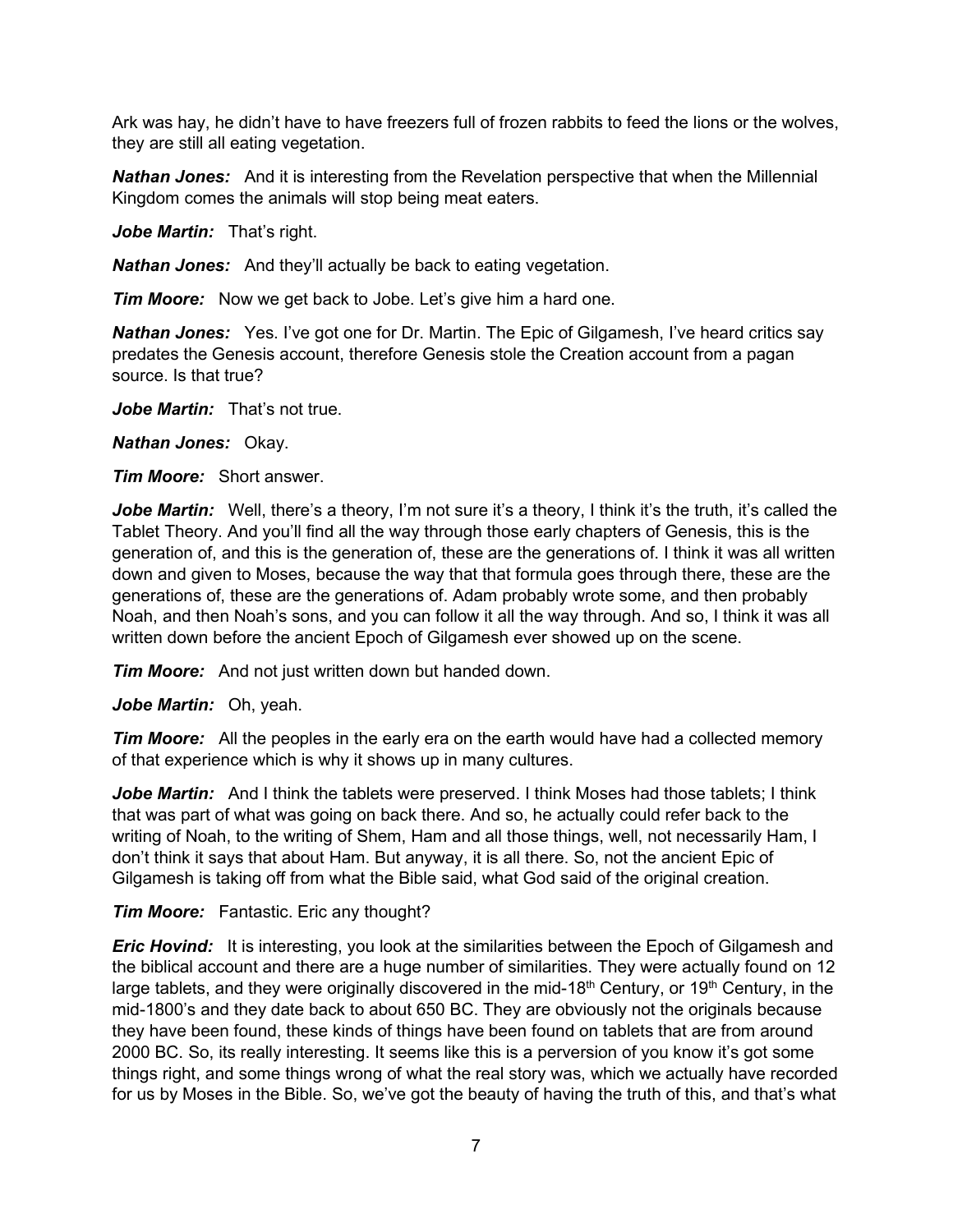Ark was hay, he didn't have to have freezers full of frozen rabbits to feed the lions or the wolves, they are still all eating vegetation.

***Nathan Jones:*** And it is interesting from the Revelation perspective that when the Millennial Kingdom comes the animals will stop being meat eaters.

***Jobe Martin:*** That's right.

***Nathan Jones:*** And they'll actually be back to eating vegetation.

***Tim Moore:*** Now we get back to Jobe. Let's give him a hard one.

***Nathan Jones:*** Yes. I've got one for Dr. Martin. The Epic of Gilgamesh, I've heard critics say predates the Genesis account, therefore Genesis stole the Creation account from a pagan source. Is that true?

***Jobe Martin:*** That's not true.

***Nathan Jones:*** Okay.

***Tim Moore:*** Short answer.

***Jobe Martin:*** Well, there's a theory, I'm not sure it's a theory, I think it's the truth, it's called the Tablet Theory. And you'll find all the way through those early chapters of Genesis, this is the generation of, and this is the generation of, these are the generations of. I think it was all written down and given to Moses, because the way that that formula goes through there, these are the generations of, these are the generations of. Adam probably wrote some, and then probably Noah, and then Noah's sons, and you can follow it all the way through. And so, I think it was all written down before the ancient Epoch of Gilgamesh ever showed up on the scene.

***Tim Moore:*** And not just written down but handed down.

***Jobe Martin:*** Oh, yeah.

***Tim Moore:*** All the peoples in the early era on the earth would have had a collected memory of that experience which is why it shows up in many cultures.

***Jobe Martin:*** And I think the tablets were preserved. I think Moses had those tablets; I think that was part of what was going on back there. And so, he actually could refer back to the writing of Noah, to the writing of Shem, Ham and all those things, well, not necessarily Ham, I don't think it says that about Ham. But anyway, it is all there. So, not the ancient Epic of Gilgamesh is taking off from what the Bible said, what God said of the original creation.

***Tim Moore:*** Fantastic. Eric any thought?

***Eric Hovind:*** It is interesting, you look at the similarities between the Epoch of Gilgamesh and the biblical account and there are a huge number of similarities. They were actually found on 12 large tablets, and they were originally discovered in the mid-18th Century, or 19th Century, in the mid-1800's and they date back to about 650 BC. They are obviously not the originals because they have been found, these kinds of things have been found on tablets that are from around 2000 BC. So, its really interesting. It seems like this is a perversion of you know it's got some things right, and some things wrong of what the real story was, which we actually have recorded for us by Moses in the Bible. So, we've got the beauty of having the truth of this, and that's what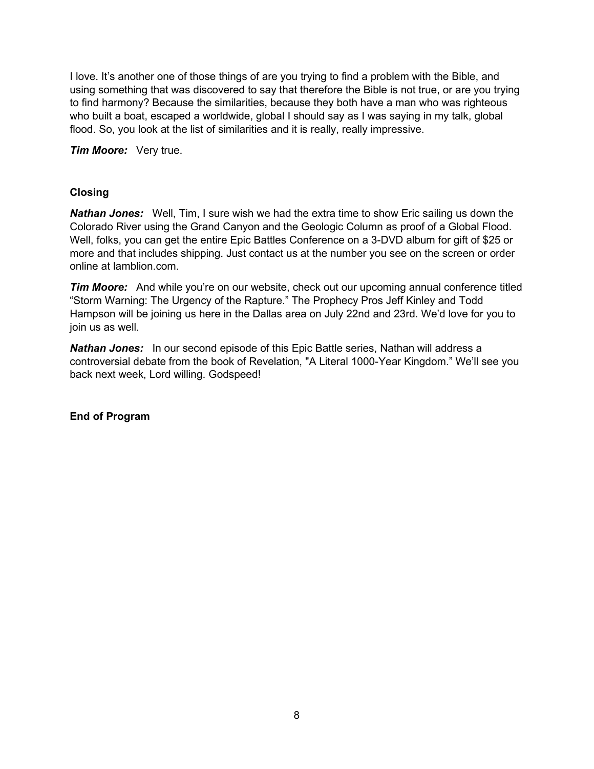I love. It's another one of those things of are you trying to find a problem with the Bible, and using something that was discovered to say that therefore the Bible is not true, or are you trying to find harmony? Because the similarities, because they both have a man who was righteous who built a boat, escaped a worldwide, global I should say as I was saying in my talk, global flood. So, you look at the list of similarities and it is really, really impressive.

***Tim Moore:*** Very true.

**Closing**

***Nathan Jones:*** Well, Tim, I sure wish we had the extra time to show Eric sailing us down the Colorado River using the Grand Canyon and the Geologic Column as proof of a Global Flood. Well, folks, you can get the entire Epic Battles Conference on a 3-DVD album for gift of $25 or more and that includes shipping. Just contact us at the number you see on the screen or order online at lamblion.com.

***Tim Moore:*** And while you're on our website, check out our upcoming annual conference titled "Storm Warning: The Urgency of the Rapture." The Prophecy Pros Jeff Kinley and Todd Hampson will be joining us here in the Dallas area on July 22nd and 23rd. We'd love for you to join us as well.

***Nathan Jones:*** In our second episode of this Epic Battle series, Nathan will address a controversial debate from the book of Revelation, "A Literal 1000-Year Kingdom." We'll see you back next week, Lord willing. Godspeed!

**End of Program**